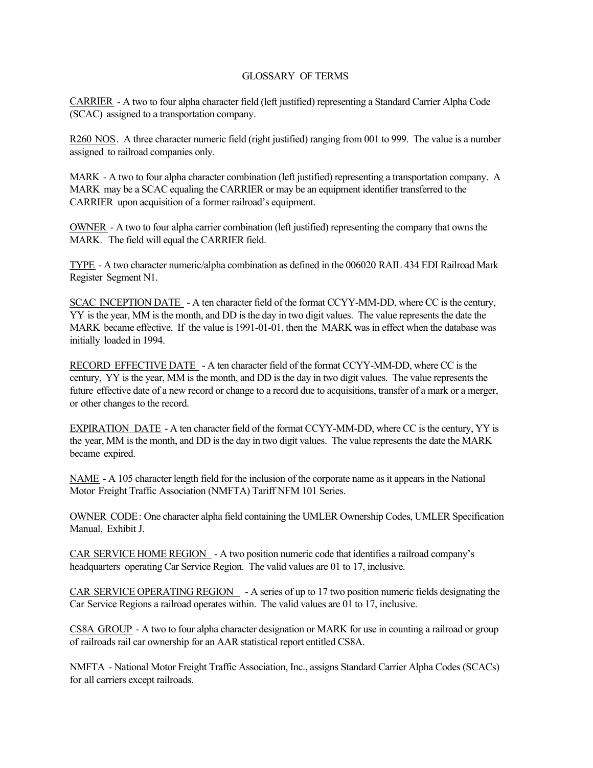# GLOSSARY OF TERMS

<u>CARRIER</u> - A two to four alpha character field (left justified) representing a Standard Carrier Alpha Code (SCAC) assigned to a transportation company.

<u>R260 NOS</u>. A three character numeric field (right justified) ranging from 001 to 999. The value is a number assigned to railroad companies only.

<u>MARK</u> - A two to four alpha character combination (left justified) representing a transportation company. A MARK may be a SCAC equaling the CARRIER or may be an equipment identifier transferred to the CARRIER upon acquisition of a former railroad's equipment.

<u>OWNER</u> - A two to four alpha carrier combination (left justified) representing the company that owns the MARK. The field will equal the CARRIER field.

<u>TYPE</u> - A two character numeric/alpha combination as defined in the 006020 RAIL 434 EDI Railroad Mark Register Segment N1.

<u>SCAC INCEPTION DATE</u> - A ten character field of the format CCYY-MM-DD, where CC is the century, YY is the year, MM is the month, and DD is the day in two digit values. The value represents the date the MARK became effective. If the value is 1991-01-01, then the MARK was in effect when the database was initially loaded in 1994.

<u>RECORD EFFECTIVE DATE</u> - A ten character field of the format CCYY-MM-DD, where CC is the century, YY is the year, MM is the month, and DD is the day in two digit values. The value represents the future effective date of a new record or change to a record due to acquisitions, transfer of a mark or a merger, or other changes to the record.

<u>EXPIRATION DATE</u> - A ten character field of the format CCYY-MM-DD, where CC is the century, YY is the year, MM is the month, and DD is the day in two digit values. The value represents the date the MARK became expired.

<u>NAME</u> - A 105 character length field for the inclusion of the corporate name as it appears in the National Motor Freight Traffic Association (NMFTA) Tariff NFM 101 Series.

<u>OWNER CODE</u>: One character alpha field containing the UMLER Ownership Codes, UMLER Specification Manual, Exhibit J.

<u>CAR SERVICE HOME REGION</u> - A two position numeric code that identifies a railroad company's headquarters operating Car Service Region. The valid values are 01 to 17, inclusive.

<u>CAR SERVICE OPERATING REGION</u> - A series of up to 17 two position numeric fields designating the Car Service Regions a railroad operates within. The valid values are 01 to 17, inclusive.

<u>CS8A GROUP</u> - A two to four alpha character designation or MARK for use in counting a railroad or group of railroads rail car ownership for an AAR statistical report entitled CS8A.

<u>NMFTA</u> - National Motor Freight Traffic Association, Inc., assigns Standard Carrier Alpha Codes (SCACs) for all carriers except railroads.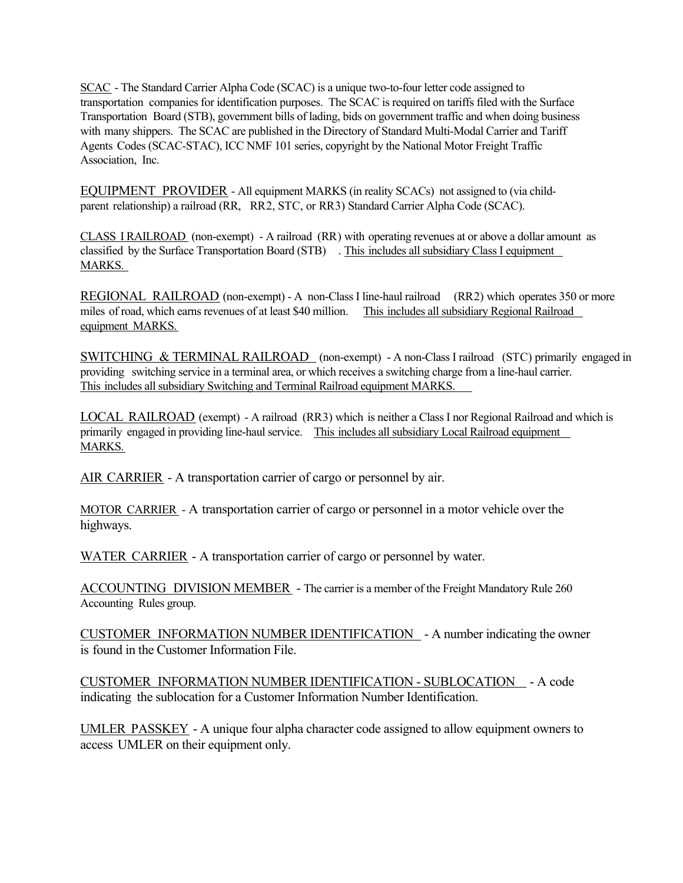SCAC - The Standard Carrier Alpha Code (SCAC) is a unique two-to-four letter code assigned to transportation companies for identification purposes. The SCAC is required on tariffs filed with the Surface Transportation Board (STB), government bills of lading, bids on government traffic and when doing business with many shippers. The SCAC are published in the Directory of Standard Multi-Modal Carrier and Tariff Agents Codes (SCAC-STAC), ICC NMF 101 series, copyright by the National Motor Freight Traffic Association, Inc.

EQUIPMENT PROVIDER - All equipment MARKS (in reality SCACs) not assigned to (via child-parent relationship) a railroad (RR, RR2, STC, or RR3) Standard Carrier Alpha Code (SCAC).

CLASS I RAILROAD (non-exempt) - A railroad (RR) with operating revenues at or above a dollar amount as classified by the Surface Transportation Board (STB) . This includes all subsidiary Class I equipment MARKS.

REGIONAL RAILROAD (non-exempt) - A non-Class I line-haul railroad (RR2) which operates 350 or more miles of road, which earns revenues of at least $40 million. This includes all subsidiary Regional Railroad equipment MARKS.

SWITCHING & TERMINAL RAILROAD (non-exempt) - A non-Class I railroad (STC) primarily engaged in providing switching service in a terminal area, or which receives a switching charge from a line-haul carrier. This includes all subsidiary Switching and Terminal Railroad equipment MARKS.

LOCAL RAILROAD (exempt) - A railroad (RR3) which is neither a Class I nor Regional Railroad and which is primarily engaged in providing line-haul service. This includes all subsidiary Local Railroad equipment MARKS.

AIR CARRIER - A transportation carrier of cargo or personnel by air.

MOTOR CARRIER - A transportation carrier of cargo or personnel in a motor vehicle over the highways.

WATER CARRIER - A transportation carrier of cargo or personnel by water.

ACCOUNTING DIVISION MEMBER - The carrier is a member of the Freight Mandatory Rule 260 Accounting Rules group.

CUSTOMER INFORMATION NUMBER IDENTIFICATION - A number indicating the owner is found in the Customer Information File.

CUSTOMER INFORMATION NUMBER IDENTIFICATION - SUBLOCATION - A code indicating the sublocation for a Customer Information Number Identification.

UMLER PASSKEY - A unique four alpha character code assigned to allow equipment owners to access UMLER on their equipment only.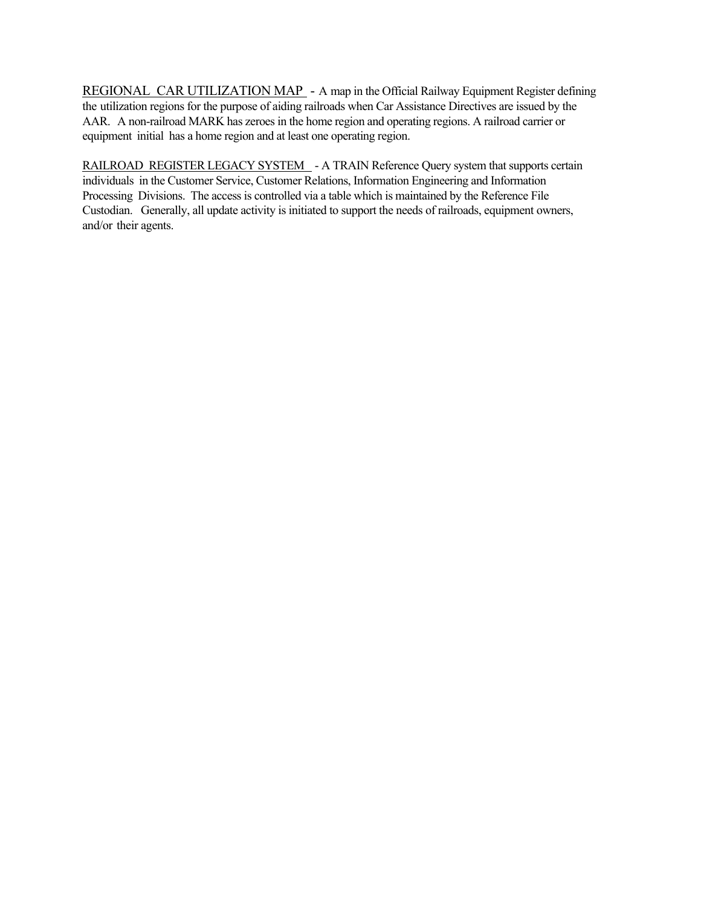REGIONAL CAR UTILIZATION MAP - A map in the Official Railway Equipment Register defining the utilization regions for the purpose of aiding railroads when Car Assistance Directives are issued by the AAR. A non-railroad MARK has zeroes in the home region and operating regions. A railroad carrier or equipment initial has a home region and at least one operating region.

RAILROAD REGISTER LEGACY SYSTEM - A TRAIN Reference Query system that supports certain individuals in the Customer Service, Customer Relations, Information Engineering and Information Processing Divisions. The access is controlled via a table which is maintained by the Reference File Custodian. Generally, all update activity is initiated to support the needs of railroads, equipment owners, and/or their agents.